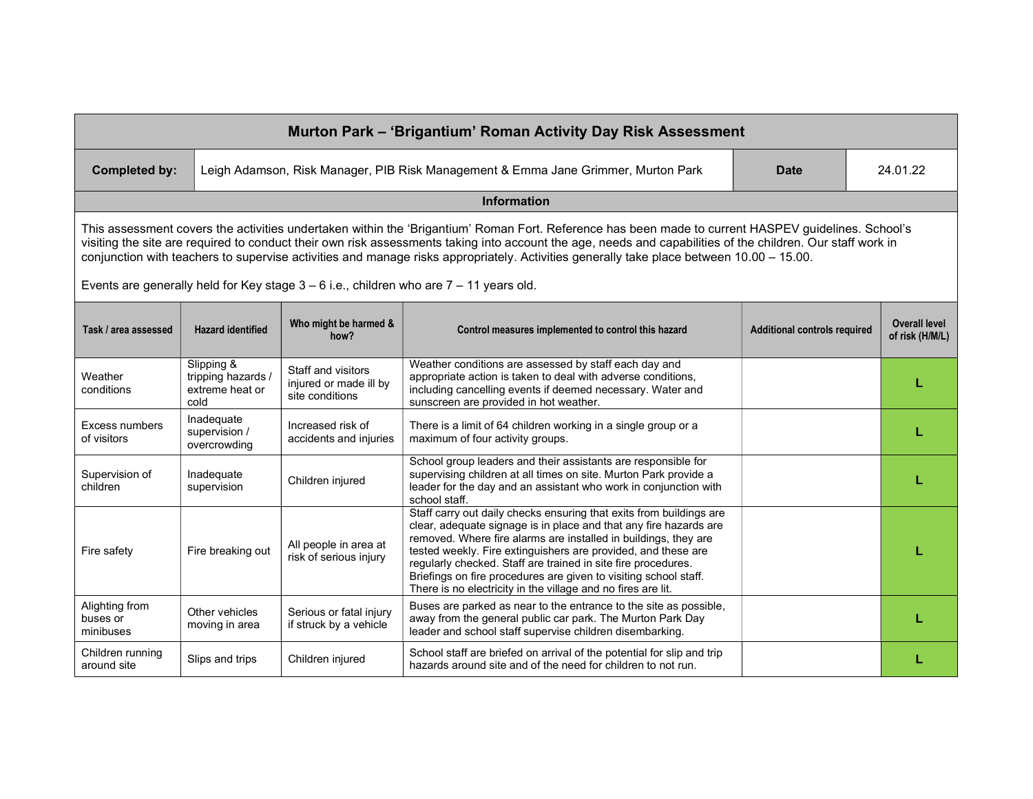# Murton Park – 'Brigantium' Roman Activity Day Risk Assessment

| **Completed by:** | Leigh Adamson, Risk Manager, PIB Risk Management & Emma Jane Grimmer, Murton Park | **Date** | 24.01.22 |
|---|---|---|---|

## Information

This assessment covers the activities undertaken within the 'Brigantium' Roman Fort. Reference has been made to current HASPEV guidelines. School's visiting the site are required to conduct their own risk assessments taking into account the age, needs and capabilities of the children. Our staff work in conjunction with teachers to supervise activities and manage risks appropriately. Activities generally take place between 10.00 – 15.00.

Events are generally held for Key stage 3 – 6 i.e., children who are 7 – 11 years old.

| Task / area assessed | Hazard identified | Who might be harmed & how? | Control measures implemented to control this hazard | Additional controls required | Overall level of risk (H/M/L) |
|---|---|---|---|---|---|
| Weather conditions | Slipping & tripping hazards / extreme heat or cold | Staff and visitors injured or made ill by site conditions | Weather conditions are assessed by staff each day and appropriate action is taken to deal with adverse conditions, including cancelling events if deemed necessary. Water and sunscreen are provided in hot weather. | | **L** |
| Excess numbers of visitors | Inadequate supervision / overcrowding | Increased risk of accidents and injuries | There is a limit of 64 children working in a single group or a maximum of four activity groups. | | **L** |
| Supervision of children | Inadequate supervision | Children injured | School group leaders and their assistants are responsible for supervising children at all times on site. Murton Park provide a leader for the day and an assistant who work in conjunction with school staff. | | **L** |
| Fire safety | Fire breaking out | All people in area at risk of serious injury | Staff carry out daily checks ensuring that exits from buildings are clear, adequate signage is in place and that any fire hazards are removed. Where fire alarms are installed in buildings, they are tested weekly. Fire extinguishers are provided, and these are regularly checked. Staff are trained in site fire procedures. Briefings on fire procedures are given to visiting school staff. There is no electricity in the village and no fires are lit. | | **L** |
| Alighting from buses or minibuses | Other vehicles moving in area | Serious or fatal injury if struck by a vehicle | Buses are parked as near to the entrance to the site as possible, away from the general public car park. The Murton Park Day leader and school staff supervise children disembarking. | | **L** |
| Children running around site | Slips and trips | Children injured | School staff are briefed on arrival of the potential for slip and trip hazards around site and of the need for children to not run. | | **L** |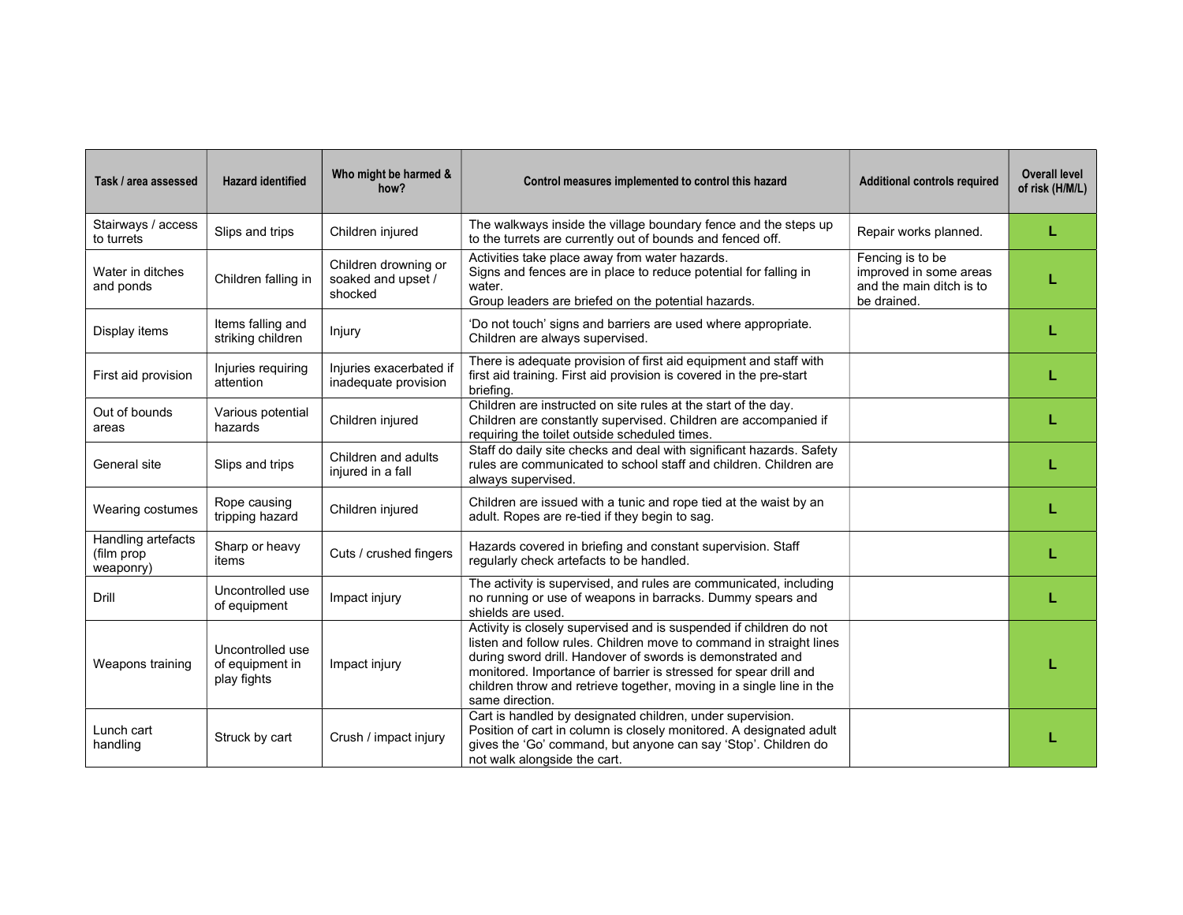| Task / area assessed | Hazard identified | Who might be harmed & how? | Control measures implemented to control this hazard | Additional controls required | Overall level of risk (H/M/L) |
|---|---|---|---|---|---|
| Stairways / access to turrets | Slips and trips | Children injured | The walkways inside the village boundary fence and the steps up to the turrets are currently out of bounds and fenced off. | Repair works planned. | L |
| Water in ditches and ponds | Children falling in | Children drowning or soaked and upset / shocked | Activities take place away from water hazards. Signs and fences are in place to reduce potential for falling in water. Group leaders are briefed on the potential hazards. | Fencing is to be improved in some areas and the main ditch is to be drained. | L |
| Display items | Items falling and striking children | Injury | 'Do not touch' signs and barriers are used where appropriate. Children are always supervised. | | L |
| First aid provision | Injuries requiring attention | Injuries exacerbated if inadequate provision | There is adequate provision of first aid equipment and staff with first aid training. First aid provision is covered in the pre-start briefing. | | L |
| Out of bounds areas | Various potential hazards | Children injured | Children are instructed on site rules at the start of the day. Children are constantly supervised. Children are accompanied if requiring the toilet outside scheduled times. | | L |
| General site | Slips and trips | Children and adults injured in a fall | Staff do daily site checks and deal with significant hazards. Safety rules are communicated to school staff and children. Children are always supervised. | | L |
| Wearing costumes | Rope causing tripping hazard | Children injured | Children are issued with a tunic and rope tied at the waist by an adult. Ropes are re-tied if they begin to sag. | | L |
| Handling artefacts (film prop weaponry) | Sharp or heavy items | Cuts / crushed fingers | Hazards covered in briefing and constant supervision. Staff regularly check artefacts to be handled. | | L |
| Drill | Uncontrolled use of equipment | Impact injury | The activity is supervised, and rules are communicated, including no running or use of weapons in barracks. Dummy spears and shields are used. | | L |
| Weapons training | Uncontrolled use of equipment in play fights | Impact injury | Activity is closely supervised and is suspended if children do not listen and follow rules. Children move to command in straight lines during sword drill. Handover of swords is demonstrated and monitored. Importance of barrier is stressed for spear drill and children throw and retrieve together, moving in a single line in the same direction. | | L |
| Lunch cart handling | Struck by cart | Crush / impact injury | Cart is handled by designated children, under supervision. Position of cart in column is closely monitored. A designated adult gives the 'Go' command, but anyone can say 'Stop'. Children do not walk alongside the cart. | | L |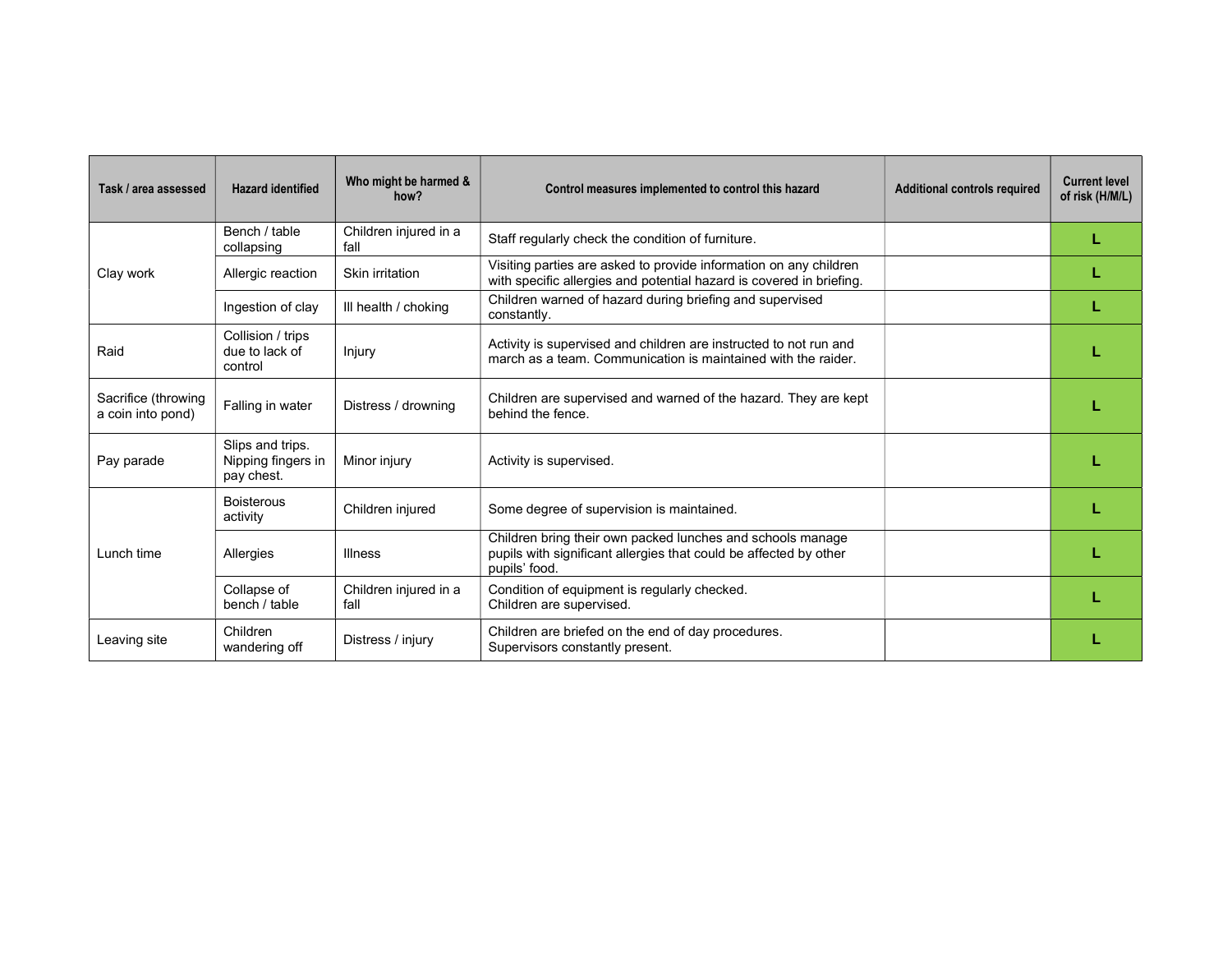| Task / area assessed | Hazard identified | Who might be harmed & how? | Control measures implemented to control this hazard | Additional controls required | Current level of risk (H/M/L) |
|---|---|---|---|---|---|
| Clay work | Bench / table collapsing | Children injured in a fall | Staff regularly check the condition of furniture. | | L |
| | Allergic reaction | Skin irritation | Visiting parties are asked to provide information on any children with specific allergies and potential hazard is covered in briefing. | | L |
| | Ingestion of clay | Ill health / choking | Children warned of hazard during briefing and supervised constantly. | | L |
| Raid | Collision / trips due to lack of control | Injury | Activity is supervised and children are instructed to not run and march as a team. Communication is maintained with the raider. | | L |
| Sacrifice (throwing a coin into pond) | Falling in water | Distress / drowning | Children are supervised and warned of the hazard. They are kept behind the fence. | | L |
| Pay parade | Slips and trips. Nipping fingers in pay chest. | Minor injury | Activity is supervised. | | L |
| Lunch time | Boisterous activity | Children injured | Some degree of supervision is maintained. | | L |
| | Allergies | Illness | Children bring their own packed lunches and schools manage pupils with significant allergies that could be affected by other pupils' food. | | L |
| | Collapse of bench / table | Children injured in a fall | Condition of equipment is regularly checked. Children are supervised. | | L |
| Leaving site | Children wandering off | Distress / injury | Children are briefed on the end of day procedures. Supervisors constantly present. | | L |